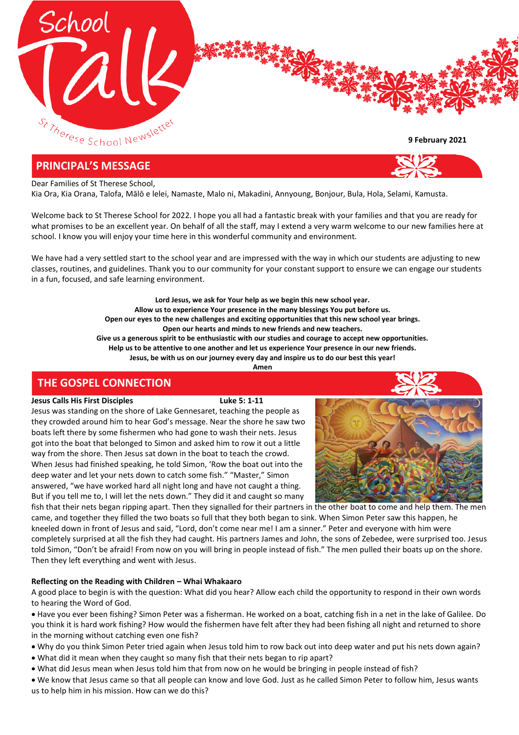School Talk

St Therese School Newsletter

**9 February 2021**

## PRINCIPAL'S MESSAGE

Dear Families of St Therese School,
Kia Ora, Kia Orana, Talofa, Mālō e lelei, Namaste, Malo ni, Makadini, Annyoung, Bonjour, Bula, Hola, Selami, Kamusta.

Welcome back to St Therese School for 2022. I hope you all had a fantastic break with your families and that you are ready for what promises to be an excellent year. On behalf of all the staff, may I extend a very warm welcome to our new families here at school. I know you will enjoy your time here in this wonderful community and environment.

We have had a very settled start to the school year and are impressed with the way in which our students are adjusting to new classes, routines, and guidelines. Thank you to our community for your constant support to ensure we can engage our students in a fun, focused, and safe learning environment.

**Lord Jesus, we ask for Your help as we begin this new school year.**
**Allow us to experience Your presence in the many blessings You put before us.**
**Open our eyes to the new challenges and exciting opportunities that this new school year brings.**
**Open our hearts and minds to new friends and new teachers.**
**Give us a generous spirit to be enthusiastic with our studies and courage to accept new opportunities.**
**Help us to be attentive to one another and let us experience Your presence in our new friends.**
**Jesus, be with us on our journey every day and inspire us to do our best this year!**
**Amen**

## THE GOSPEL CONNECTION

**Jesus Calls His First Disciples** **Luke 5: 1-11**

Jesus was standing on the shore of Lake Gennesaret, teaching the people as they crowded around him to hear God's message. Near the shore he saw two boats left there by some fishermen who had gone to wash their nets. Jesus got into the boat that belonged to Simon and asked him to row it out a little way from the shore. Then Jesus sat down in the boat to teach the crowd. When Jesus had finished speaking, he told Simon, 'Row the boat out into the deep water and let your nets down to catch some fish." "Master," Simon answered, "we have worked hard all night long and have not caught a thing. But if you tell me to, I will let the nets down." They did it and caught so many fish that their nets began ripping apart. Then they signalled for their partners in the other boat to come and help them. The men came, and together they filled the two boats so full that they both began to sink. When Simon Peter saw this happen, he kneeled down in front of Jesus and said, "Lord, don't come near me! I am a sinner." Peter and everyone with him were completely surprised at all the fish they had caught. His partners James and John, the sons of Zebedee, were surprised too. Jesus told Simon, "Don't be afraid! From now on you will bring in people instead of fish." The men pulled their boats up on the shore. Then they left everything and went with Jesus.

**Reflecting on the Reading with Children – Whai Whakaaro**

A good place to begin is with the question: What did you hear? Allow each child the opportunity to respond in their own words to hearing the Word of God.

- Have you ever been fishing? Simon Peter was a fisherman. He worked on a boat, catching fish in a net in the lake of Galilee. Do you think it is hard work fishing? How would the fishermen have felt after they had been fishing all night and returned to shore in the morning without catching even one fish?
- Why do you think Simon Peter tried again when Jesus told him to row back out into deep water and put his nets down again?
- What did it mean when they caught so many fish that their nets began to rip apart?
- What did Jesus mean when Jesus told him that from now on he would be bringing in people instead of fish?
- We know that Jesus came so that all people can know and love God. Just as he called Simon Peter to follow him, Jesus wants us to help him in his mission. How can we do this?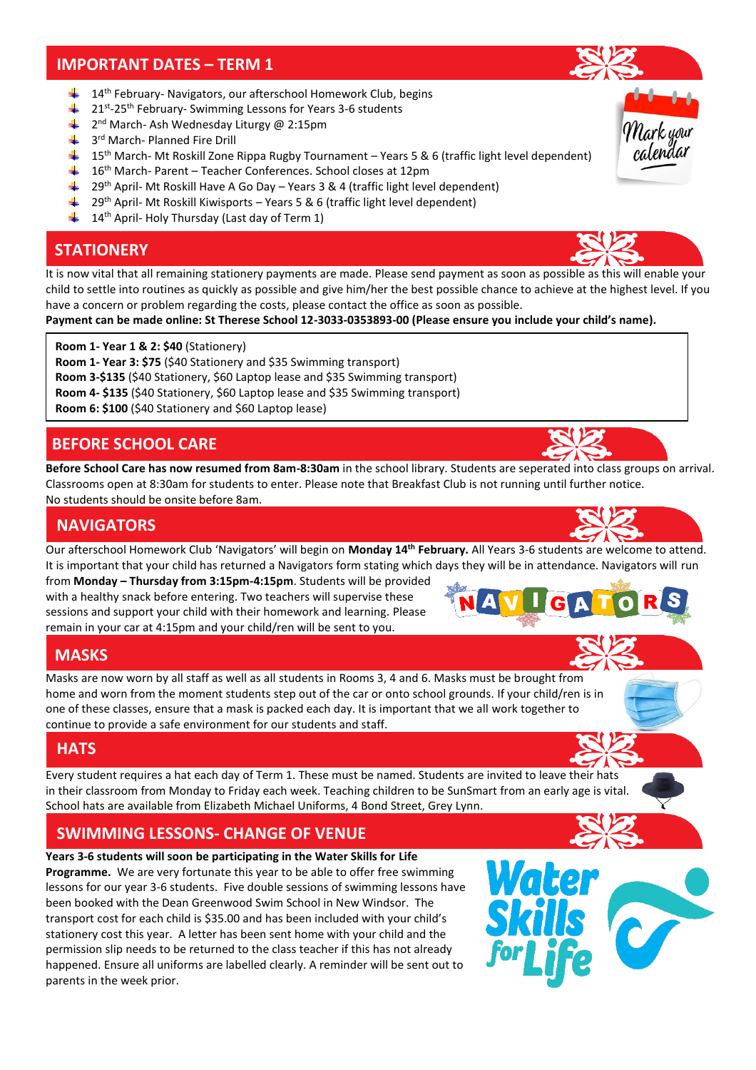## IMPORTANT DATES – TERM 1

- 14th February- Navigators, our afterschool Homework Club, begins
- 21st-25th February- Swimming Lessons for Years 3-6 students
- 2nd March- Ash Wednesday Liturgy @ 2:15pm
- 3rd March- Planned Fire Drill
- 15th March- Mt Roskill Zone Rippa Rugby Tournament – Years 5 & 6 (traffic light level dependent)
- 16th March- Parent – Teacher Conferences. School closes at 12pm
- 29th April- Mt Roskill Have A Go Day – Years 3 & 4 (traffic light level dependent)
- 29th April- Mt Roskill Kiwisports – Years 5 & 6 (traffic light level dependent)
- 14th April- Holy Thursday (Last day of Term 1)

## STATIONERY

It is now vital that all remaining stationery payments are made. Please send payment as soon as possible as this will enable your child to settle into routines as quickly as possible and give him/her the best possible chance to achieve at the highest level. If you have a concern or problem regarding the costs, please contact the office as soon as possible.

**Payment can be made online: St Therese School 12-3033-0353893-00 (Please ensure you include your child's name).**

**Room 1- Year 1 & 2: $40** (Stationery)
**Room 1- Year 3: $75** ($40 Stationery and $35 Swimming transport)
**Room 3-$135** ($40 Stationery, $60 Laptop lease and $35 Swimming transport)
**Room 4- $135** ($40 Stationery, $60 Laptop lease and $35 Swimming transport)
**Room 6: $100** ($40 Stationery and $60 Laptop lease)

## BEFORE SCHOOL CARE

**Before School Care has now resumed from 8am-8:30am** in the school library. Students are seperated into class groups on arrival. Classrooms open at 8:30am for students to enter. Please note that Breakfast Club is not running until further notice.
No students should be onsite before 8am.

## NAVIGATORS

Our afterschool Homework Club 'Navigators' will begin on **Monday 14th February.** All Years 3-6 students are welcome to attend. It is important that your child has returned a Navigators form stating which days they will be in attendance. Navigators will run from **Monday – Thursday from 3:15pm-4:15pm**. Students will be provided with a healthy snack before entering. Two teachers will supervise these sessions and support your child with their homework and learning. Please remain in your car at 4:15pm and your child/ren will be sent to you.

## MASKS

Masks are now worn by all staff as well as all students in Rooms 3, 4 and 6. Masks must be brought from home and worn from the moment students step out of the car or onto school grounds. If your child/ren is in one of these classes, ensure that a mask is packed each day. It is important that we all work together to continue to provide a safe environment for our students and staff.

## HATS

Every student requires a hat each day of Term 1. These must be named. Students are invited to leave their hats in their classroom from Monday to Friday each week. Teaching children to be SunSmart from an early age is vital. School hats are available from Elizabeth Michael Uniforms, 4 Bond Street, Grey Lynn.

## SWIMMING LESSONS- CHANGE OF VENUE

**Years 3-6 students will soon be participating in the Water Skills for Life Programme.** We are very fortunate this year to be able to offer free swimming lessons for our year 3-6 students. Five double sessions of swimming lessons have been booked with the Dean Greenwood Swim School in New Windsor. The transport cost for each child is $35.00 and has been included with your child's stationery cost this year. A letter has been sent home with your child and the permission slip needs to be returned to the class teacher if this has not already happened. Ensure all uniforms are labelled clearly. A reminder will be sent out to parents in the week prior.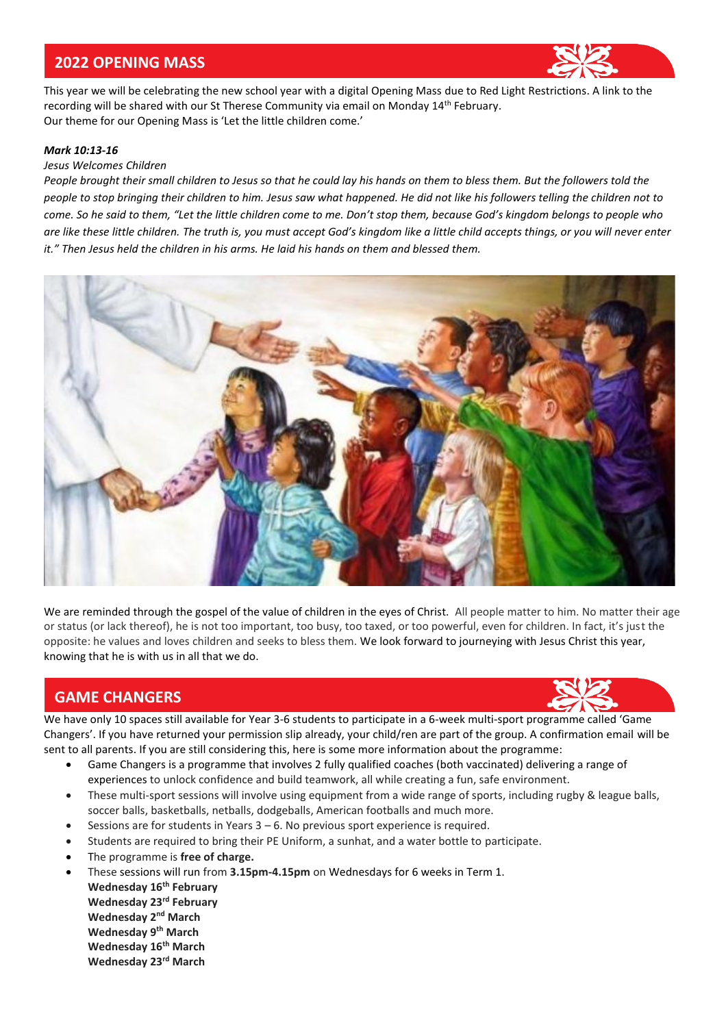## 2022 OPENING MASS

This year we will be celebrating the new school year with a digital Opening Mass due to Red Light Restrictions. A link to the recording will be shared with our St Therese Community via email on Monday 14th February.
Our theme for our Opening Mass is 'Let the little children come.'

***Mark 10:13-16***

*Jesus Welcomes Children*

*People brought their small children to Jesus so that he could lay his hands on them to bless them. But the followers told the people to stop bringing their children to him. Jesus saw what happened. He did not like his followers telling the children not to come. So he said to them, "Let the little children come to me. Don't stop them, because God's kingdom belongs to people who are like these little children. The truth is, you must accept God's kingdom like a little child accepts things, or you will never enter it." Then Jesus held the children in his arms. He laid his hands on them and blessed them.*

We are reminded through the gospel of the value of children in the eyes of Christ. All people matter to him. No matter their age or status (or lack thereof), he is not too important, too busy, too taxed, or too powerful, even for children. In fact, it's just the opposite: he values and loves children and seeks to bless them. We look forward to journeying with Jesus Christ this year, knowing that he is with us in all that we do.

## GAME CHANGERS

We have only 10 spaces still available for Year 3-6 students to participate in a 6-week multi-sport programme called 'Game Changers'. If you have returned your permission slip already, your child/ren are part of the group. A confirmation email will be sent to all parents. If you are still considering this, here is some more information about the programme:

- Game Changers is a programme that involves 2 fully qualified coaches (both vaccinated) delivering a range of experiences to unlock confidence and build teamwork, all while creating a fun, safe environment.
- These multi-sport sessions will involve using equipment from a wide range of sports, including rugby & league balls, soccer balls, basketballs, netballs, dodgeballs, American footballs and much more.
- Sessions are for students in Years 3 – 6. No previous sport experience is required.
- Students are required to bring their PE Uniform, a sunhat, and a water bottle to participate.
- The programme is **free of charge.**
- These sessions will run from **3.15pm-4.15pm** on Wednesdays for 6 weeks in Term 1.
  **Wednesday 16th February**
  **Wednesday 23rd February**
  **Wednesday 2nd March**
  **Wednesday 9th March**
  **Wednesday 16th March**
  **Wednesday 23rd March**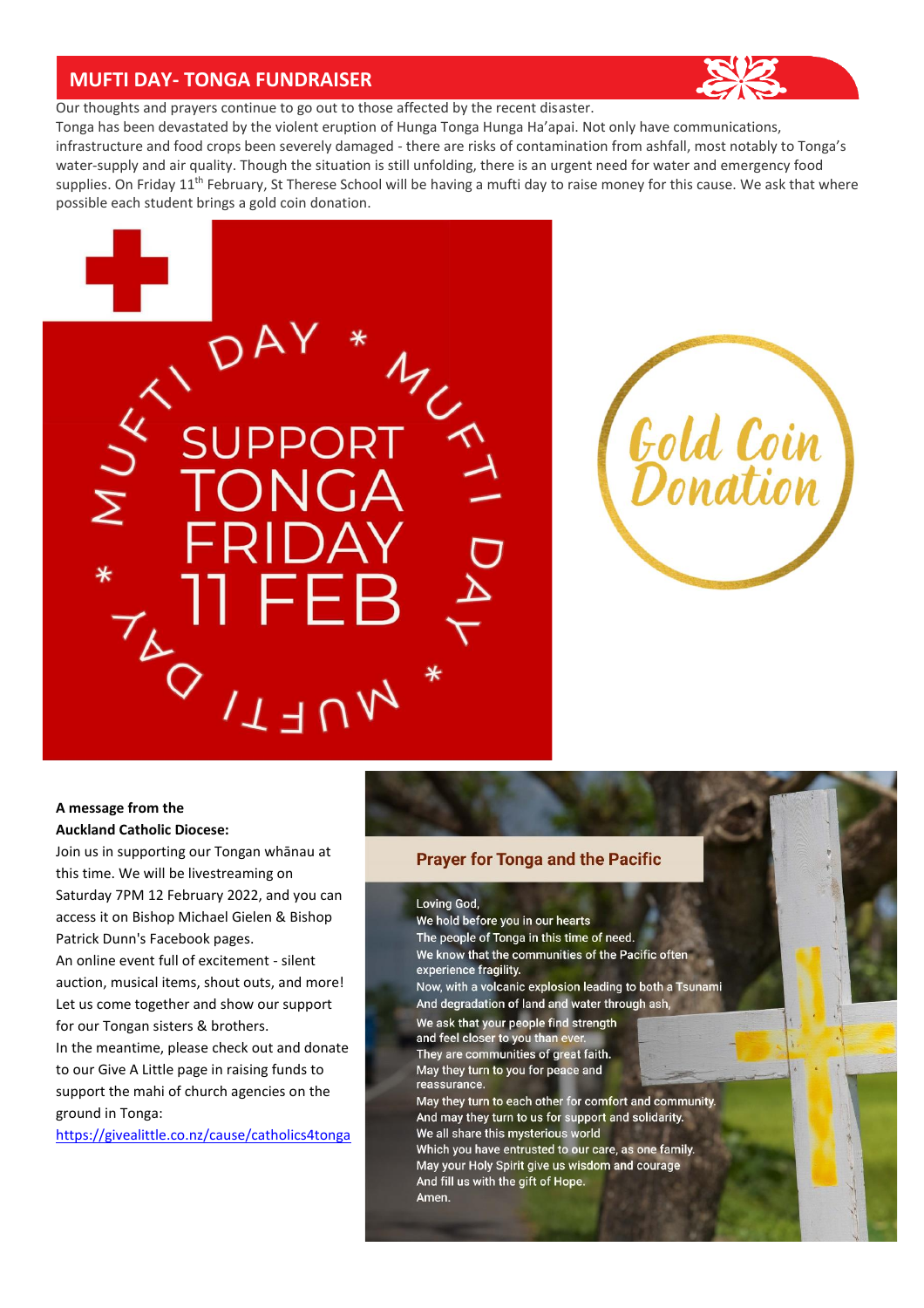## MUFTI DAY- TONGA FUNDRAISER

Our thoughts and prayers continue to go out to those affected by the recent disaster.
Tonga has been devastated by the violent eruption of Hunga Tonga Hunga Ha'apai. Not only have communications, infrastructure and food crops been severely damaged - there are risks of contamination from ashfall, most notably to Tonga's water-supply and air quality. Though the situation is still unfolding, there is an urgent need for water and emergency food supplies. On Friday 11th February, St Therese School will be having a mufti day to raise money for this cause. We ask that where possible each student brings a gold coin donation.

MUFTI DAY * MUFTI DAY * MUFTI DAY *

SUPPORT TONGA FRIDAY 11 FEB

Gold Coin Donation

**A message from the Auckland Catholic Diocese:**

Join us in supporting our Tongan whānau at this time. We will be livestreaming on Saturday 7PM 12 February 2022, and you can access it on Bishop Michael Gielen & Bishop Patrick Dunn's Facebook pages.

An online event full of excitement - silent auction, musical items, shout outs, and more!

Let us come together and show our support for our Tongan sisters & brothers.

In the meantime, please check out and donate to our Give A Little page in raising funds to support the mahi of church agencies on the ground in Tonga:

https://givealittle.co.nz/cause/catholics4tonga

### Prayer for Tonga and the Pacific

Loving God,
We hold before you in our hearts
The people of Tonga in this time of need.
We know that the communities of the Pacific often experience fragility.
Now, with a volcanic explosion leading to both a Tsunami
And degradation of land and water through ash,
We ask that your people find strength
and feel closer to you than ever.
They are communities of great faith.
May they turn to you for peace and reassurance.
May they turn to each other for comfort and community.
And may they turn to us for support and solidarity.
We all share this mysterious world
Which you have entrusted to our care, as one family.
May your Holy Spirit give us wisdom and courage
And fill us with the gift of Hope.
Amen.